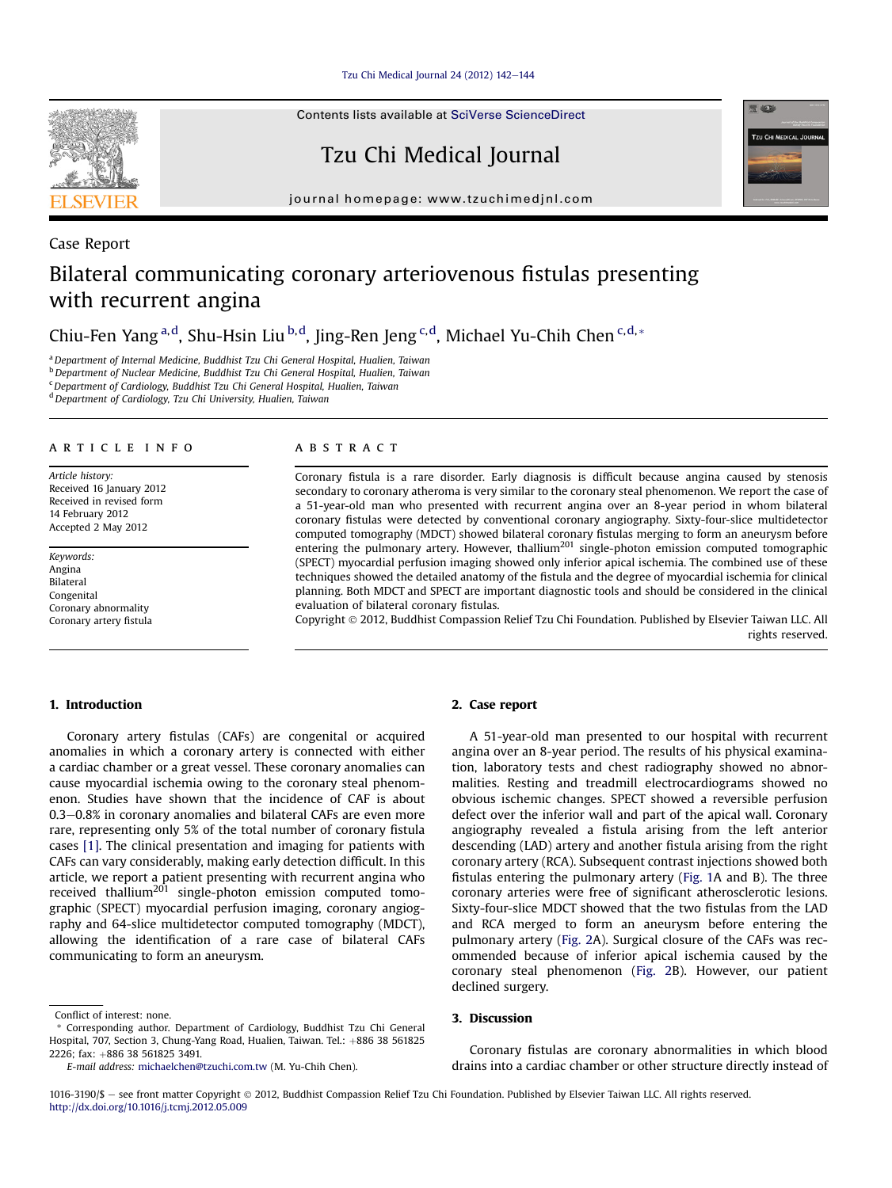Case Report

# Bilateral communicating coronary arteriovenous fistulas presenting with recurrent angina

Chiu-Fen Yang [a,d], Shu-Hsin Liu [b,d], Jing-Ren Jeng [c,d], Michael Yu-Chih Chen [c,d,*]

[a] Department of Internal Medicine, Buddhist Tzu Chi General Hospital, Hualien, Taiwan
[b] Department of Nuclear Medicine, Buddhist Tzu Chi General Hospital, Hualien, Taiwan
[c] Department of Cardiology, Buddhist Tzu Chi General Hospital, Hualien, Taiwan
[d] Department of Cardiology, Tzu Chi University, Hualien, Taiwan

## ARTICLE INFO

*Article history:*
Received 16 January 2012
Received in revised form
14 February 2012
Accepted 2 May 2012

*Keywords:*
Angina
Bilateral
Congenital
Coronary abnormality
Coronary artery fistula

## ABSTRACT

Coronary fistula is a rare disorder. Early diagnosis is difficult because angina caused by stenosis secondary to coronary atheroma is very similar to the coronary steal phenomenon. We report the case of a 51-year-old man who presented with recurrent angina over an 8-year period in whom bilateral coronary fistulas were detected by conventional coronary angiography. Sixty-four-slice multidetector computed tomography (MDCT) showed bilateral coronary fistulas merging to form an aneurysm before entering the pulmonary artery. However, thallium$^{201}$ single-photon emission computed tomographic (SPECT) myocardial perfusion imaging showed only inferior apical ischemia. The combined use of these techniques showed the detailed anatomy of the fistula and the degree of myocardial ischemia for clinical planning. Both MDCT and SPECT are important diagnostic tools and should be considered in the clinical evaluation of bilateral coronary fistulas.

Copyright © 2012, Buddhist Compassion Relief Tzu Chi Foundation. Published by Elsevier Taiwan LLC. All rights reserved.

## 1. Introduction

Coronary artery fistulas (CAFs) are congenital or acquired anomalies in which a coronary artery is connected with either a cardiac chamber or a great vessel. These coronary anomalies can cause myocardial ischemia owing to the coronary steal phenomenon. Studies have shown that the incidence of CAF is about 0.3–0.8% in coronary anomalies and bilateral CAFs are even more rare, representing only 5% of the total number of coronary fistula cases [1]. The clinical presentation and imaging for patients with CAFs can vary considerably, making early detection difficult. In this article, we report a patient presenting with recurrent angina who received thallium$^{201}$ single-photon emission computed tomographic (SPECT) myocardial perfusion imaging, coronary angiography and 64-slice multidetector computed tomography (MDCT), allowing the identification of a rare case of bilateral CAFs communicating to form an aneurysm.

## 2. Case report

A 51-year-old man presented to our hospital with recurrent angina over an 8-year period. The results of his physical examination, laboratory tests and chest radiography showed no abnormalities. Resting and treadmill electrocardiograms showed no obvious ischemic changes. SPECT showed a reversible perfusion defect over the inferior wall and part of the apical wall. Coronary angiography revealed a fistula arising from the left anterior descending (LAD) artery and another fistula arising from the right coronary artery (RCA). Subsequent contrast injections showed both fistulas entering the pulmonary artery (Fig. 1A and B). The three coronary arteries were free of significant atherosclerotic lesions. Sixty-four-slice MDCT showed that the two fistulas from the LAD and RCA merged to form an aneurysm before entering the pulmonary artery (Fig. 2A). Surgical closure of the CAFs was recommended because of inferior apical ischemia caused by the coronary steal phenomenon (Fig. 2B). However, our patient declined surgery.

## 3. Discussion

Coronary fistulas are coronary abnormalities in which blood drains into a cardiac chamber or other structure directly instead of

---

Conflict of interest: none.

* Corresponding author. Department of Cardiology, Buddhist Tzu Chi General Hospital, 707, Section 3, Chung-Yang Road, Hualien, Taiwan. Tel.: +886 38 561825 2226; fax: +886 38 561825 3491.

E-mail address: michaelchen@tzuchi.com.tw (M. Yu-Chih Chen).

1016-3190/$ – see front matter Copyright © 2012, Buddhist Compassion Relief Tzu Chi Foundation. Published by Elsevier Taiwan LLC. All rights reserved.
http://dx.doi.org/10.1016/j.tcmj.2012.05.009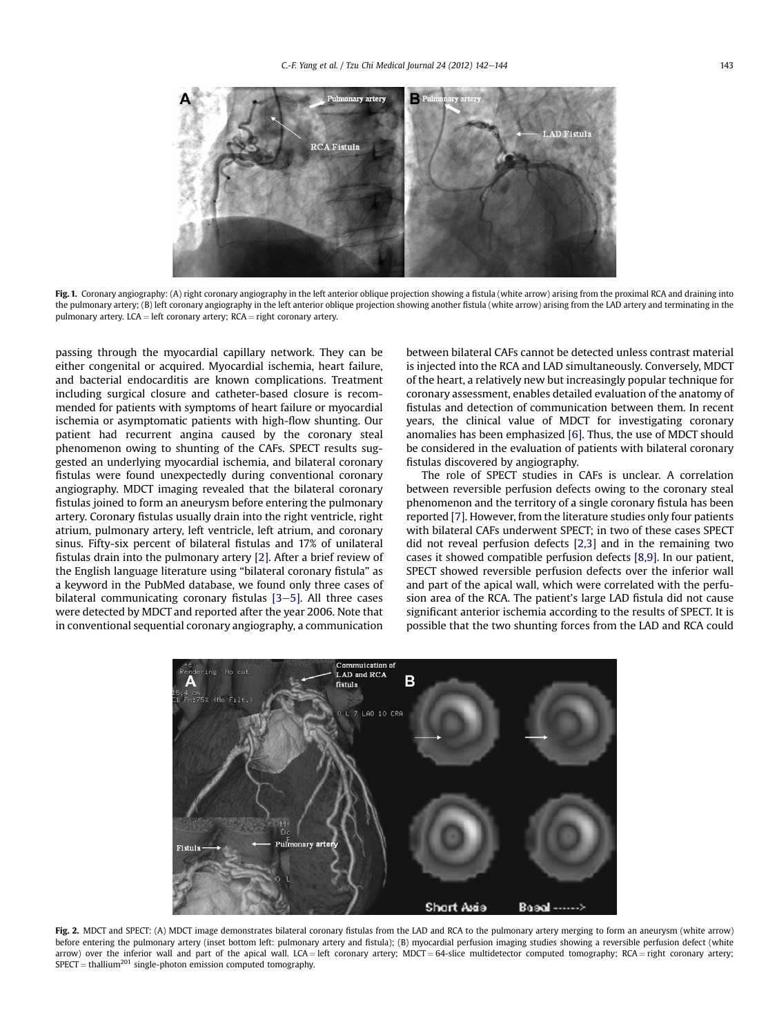Fig. 1. Coronary angiography: (A) right coronary angiography in the left anterior oblique projection showing a fistula (white arrow) arising from the proximal RCA and draining into the pulmonary artery; (B) left coronary angiography in the left anterior oblique projection showing another fistula (white arrow) arising from the LAD artery and terminating in the pulmonary artery. LCA = left coronary artery; RCA = right coronary artery.

passing through the myocardial capillary network. They can be either congenital or acquired. Myocardial ischemia, heart failure, and bacterial endocarditis are known complications. Treatment including surgical closure and catheter-based closure is recommended for patients with symptoms of heart failure or myocardial ischemia or asymptomatic patients with high-flow shunting. Our patient had recurrent angina caused by the coronary steal phenomenon owing to shunting of the CAFs. SPECT results suggested an underlying myocardial ischemia, and bilateral coronary fistulas were found unexpectedly during conventional coronary angiography. MDCT imaging revealed that the bilateral coronary fistulas joined to form an aneurysm before entering the pulmonary artery. Coronary fistulas usually drain into the right ventricle, right atrium, pulmonary artery, left ventricle, left atrium, and coronary sinus. Fifty-six percent of bilateral fistulas and 17% of unilateral fistulas drain into the pulmonary artery [2]. After a brief review of the English language literature using "bilateral coronary fistula" as a keyword in the PubMed database, we found only three cases of bilateral communicating coronary fistulas [3–5]. All three cases were detected by MDCT and reported after the year 2006. Note that in conventional sequential coronary angiography, a communication between bilateral CAFs cannot be detected unless contrast material is injected into the RCA and LAD simultaneously. Conversely, MDCT of the heart, a relatively new but increasingly popular technique for coronary assessment, enables detailed evaluation of the anatomy of fistulas and detection of communication between them. In recent years, the clinical value of MDCT for investigating coronary anomalies has been emphasized [6]. Thus, the use of MDCT should be considered in the evaluation of patients with bilateral coronary fistulas discovered by angiography.

The role of SPECT studies in CAFs is unclear. A correlation between reversible perfusion defects owing to the coronary steal phenomenon and the territory of a single coronary fistula has been reported [7]. However, from the literature studies only four patients with bilateral CAFs underwent SPECT; in two of these cases SPECT did not reveal perfusion defects [2,3] and in the remaining two cases it showed compatible perfusion defects [8,9]. In our patient, SPECT showed reversible perfusion defects over the inferior wall and part of the apical wall, which were correlated with the perfusion area of the RCA. The patient's large LAD fistula did not cause significant anterior ischemia according to the results of SPECT. It is possible that the two shunting forces from the LAD and RCA could

Fig. 2. MDCT and SPECT: (A) MDCT image demonstrates bilateral coronary fistulas from the LAD and RCA to the pulmonary artery merging to form an aneurysm (white arrow) before entering the pulmonary artery (inset bottom left: pulmonary artery and fistula); (B) myocardial perfusion imaging studies showing a reversible perfusion defect (white arrow) over the inferior wall and part of the apical wall. LCA = left coronary artery; MDCT = 64-slice multidetector computed tomography; RCA = right coronary artery; SPECT = thallium[201] single-photon emission computed tomography.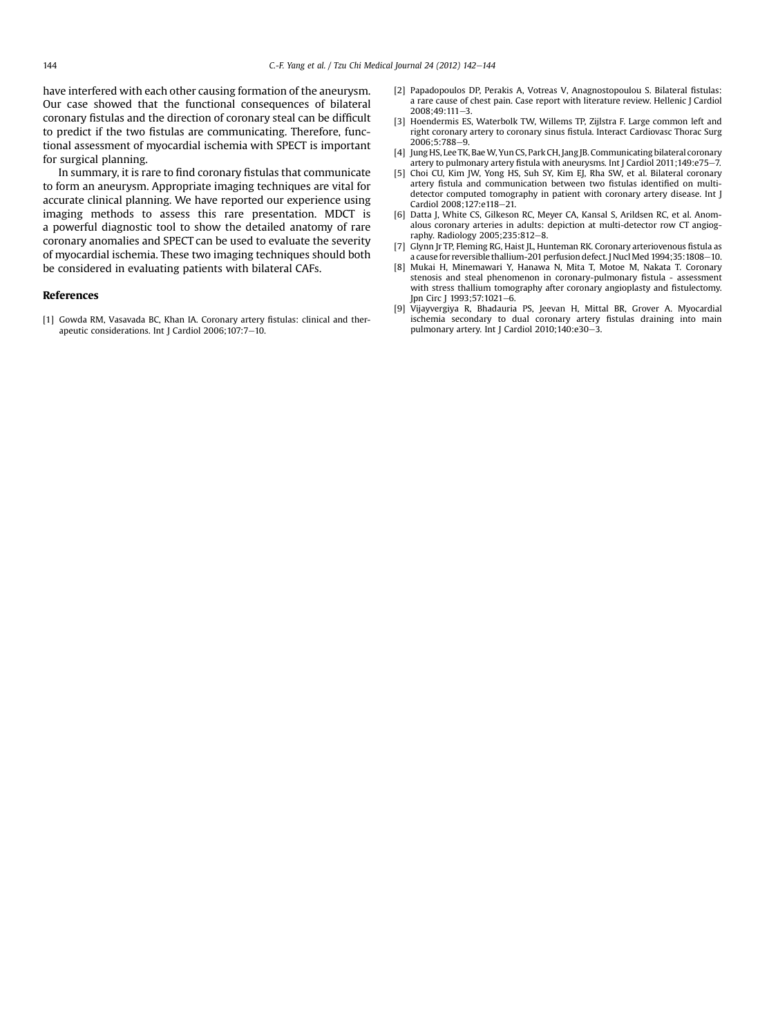have interfered with each other causing formation of the aneurysm. Our case showed that the functional consequences of bilateral coronary fistulas and the direction of coronary steal can be difficult to predict if the two fistulas are communicating. Therefore, functional assessment of myocardial ischemia with SPECT is important for surgical planning.

In summary, it is rare to find coronary fistulas that communicate to form an aneurysm. Appropriate imaging techniques are vital for accurate clinical planning. We have reported our experience using imaging methods to assess this rare presentation. MDCT is a powerful diagnostic tool to show the detailed anatomy of rare coronary anomalies and SPECT can be used to evaluate the severity of myocardial ischemia. These two imaging techniques should both be considered in evaluating patients with bilateral CAFs.

## References

[1] Gowda RM, Vasavada BC, Khan IA. Coronary artery fistulas: clinical and therapeutic considerations. Int J Cardiol 2006;107:7–10.

[2] Papadopoulos DP, Perakis A, Votreas V, Anagnostopoulou S. Bilateral fistulas: a rare cause of chest pain. Case report with literature review. Hellenic J Cardiol 2008;49:111–3.

[3] Hoendermis ES, Waterbolk TW, Willems TP, Zijlstra F. Large common left and right coronary artery to coronary sinus fistula. Interact Cardiovasc Thorac Surg 2006;5:788–9.

[4] Jung HS, Lee TK, Bae W, Yun CS, Park CH, Jang JB. Communicating bilateral coronary artery to pulmonary artery fistula with aneurysms. Int J Cardiol 2011;149:e75–7.

[5] Choi CU, Kim JW, Yong HS, Suh SY, Kim EJ, Rha SW, et al. Bilateral coronary artery fistula and communication between two fistulas identified on multidetector computed tomography in patient with coronary artery disease. Int J Cardiol 2008;127:e118–21.

[6] Datta J, White CS, Gilkeson RC, Meyer CA, Kansal S, Arildsen RC, et al. Anomalous coronary arteries in adults: depiction at multi-detector row CT angiography. Radiology 2005;235:812–8.

[7] Glynn Jr TP, Fleming RG, Haist JL, Hunteman RK. Coronary arteriovenous fistula as a cause for reversible thallium-201 perfusion defect. J Nucl Med 1994;35:1808–10.

[8] Mukai H, Minemawari Y, Hanawa N, Mita T, Motoe M, Nakata T. Coronary stenosis and steal phenomenon in coronary-pulmonary fistula - assessment with stress thallium tomography after coronary angioplasty and fistulectomy. Jpn Circ J 1993;57:1021–6.

[9] Vijayvergiya R, Bhadauria PS, Jeevan H, Mittal BR, Grover A. Myocardial ischemia secondary to dual coronary artery fistulas draining into main pulmonary artery. Int J Cardiol 2010;140:e30–3.